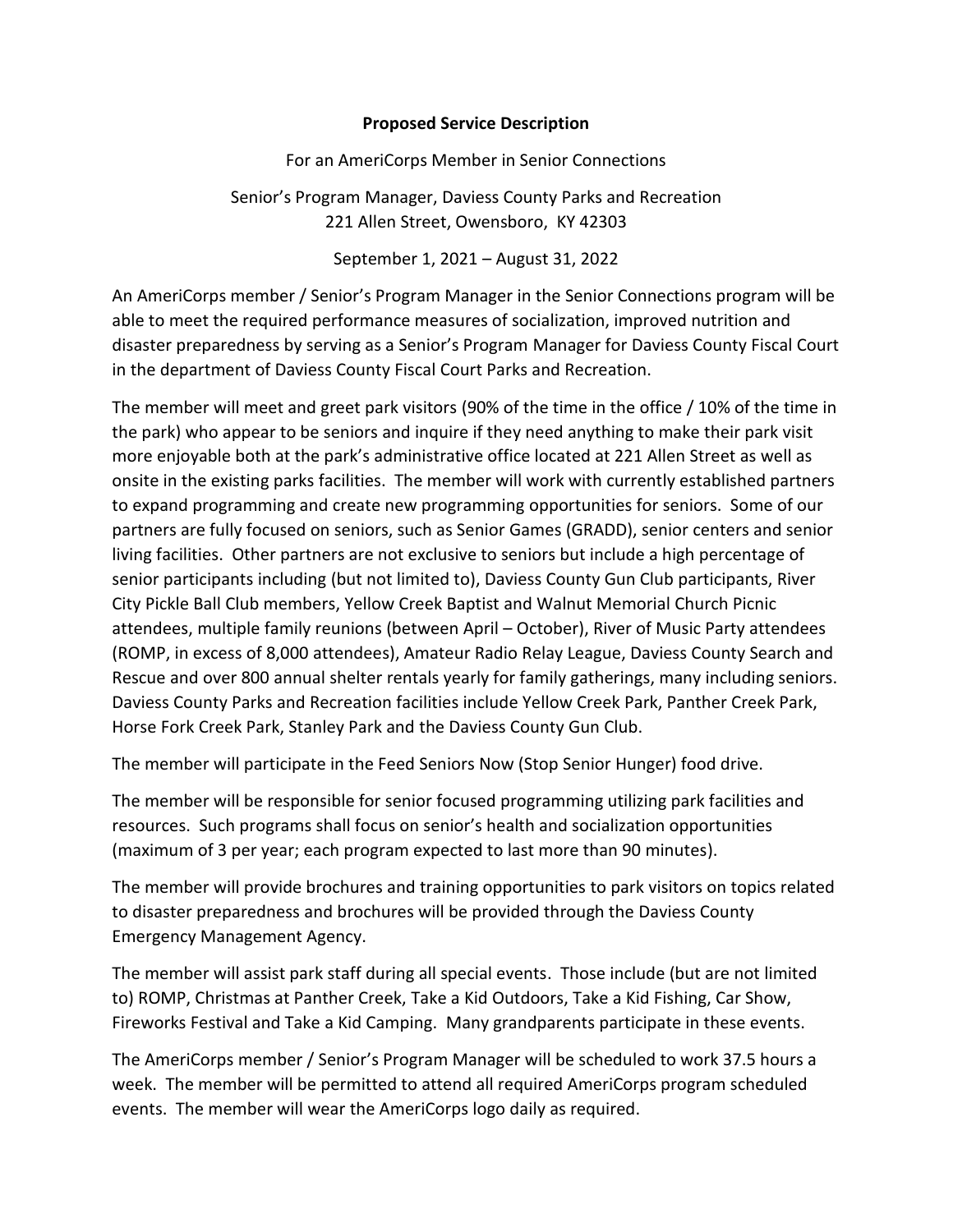**Proposed Service Description**

For an AmeriCorps Member in Senior Connections

Senior's Program Manager, Daviess County Parks and Recreation
221 Allen Street, Owensboro, KY 42303

September 1, 2021 – August 31, 2022

An AmeriCorps member / Senior's Program Manager in the Senior Connections program will be able to meet the required performance measures of socialization, improved nutrition and disaster preparedness by serving as a Senior's Program Manager for Daviess County Fiscal Court in the department of Daviess County Fiscal Court Parks and Recreation.

The member will meet and greet park visitors (90% of the time in the office / 10% of the time in the park) who appear to be seniors and inquire if they need anything to make their park visit more enjoyable both at the park's administrative office located at 221 Allen Street as well as onsite in the existing parks facilities. The member will work with currently established partners to expand programming and create new programming opportunities for seniors. Some of our partners are fully focused on seniors, such as Senior Games (GRADD), senior centers and senior living facilities. Other partners are not exclusive to seniors but include a high percentage of senior participants including (but not limited to), Daviess County Gun Club participants, River City Pickle Ball Club members, Yellow Creek Baptist and Walnut Memorial Church Picnic attendees, multiple family reunions (between April – October), River of Music Party attendees (ROMP, in excess of 8,000 attendees), Amateur Radio Relay League, Daviess County Search and Rescue and over 800 annual shelter rentals yearly for family gatherings, many including seniors. Daviess County Parks and Recreation facilities include Yellow Creek Park, Panther Creek Park, Horse Fork Creek Park, Stanley Park and the Daviess County Gun Club.

The member will participate in the Feed Seniors Now (Stop Senior Hunger) food drive.

The member will be responsible for senior focused programming utilizing park facilities and resources. Such programs shall focus on senior's health and socialization opportunities (maximum of 3 per year; each program expected to last more than 90 minutes).

The member will provide brochures and training opportunities to park visitors on topics related to disaster preparedness and brochures will be provided through the Daviess County Emergency Management Agency.

The member will assist park staff during all special events. Those include (but are not limited to) ROMP, Christmas at Panther Creek, Take a Kid Outdoors, Take a Kid Fishing, Car Show, Fireworks Festival and Take a Kid Camping. Many grandparents participate in these events.

The AmeriCorps member / Senior's Program Manager will be scheduled to work 37.5 hours a week. The member will be permitted to attend all required AmeriCorps program scheduled events. The member will wear the AmeriCorps logo daily as required.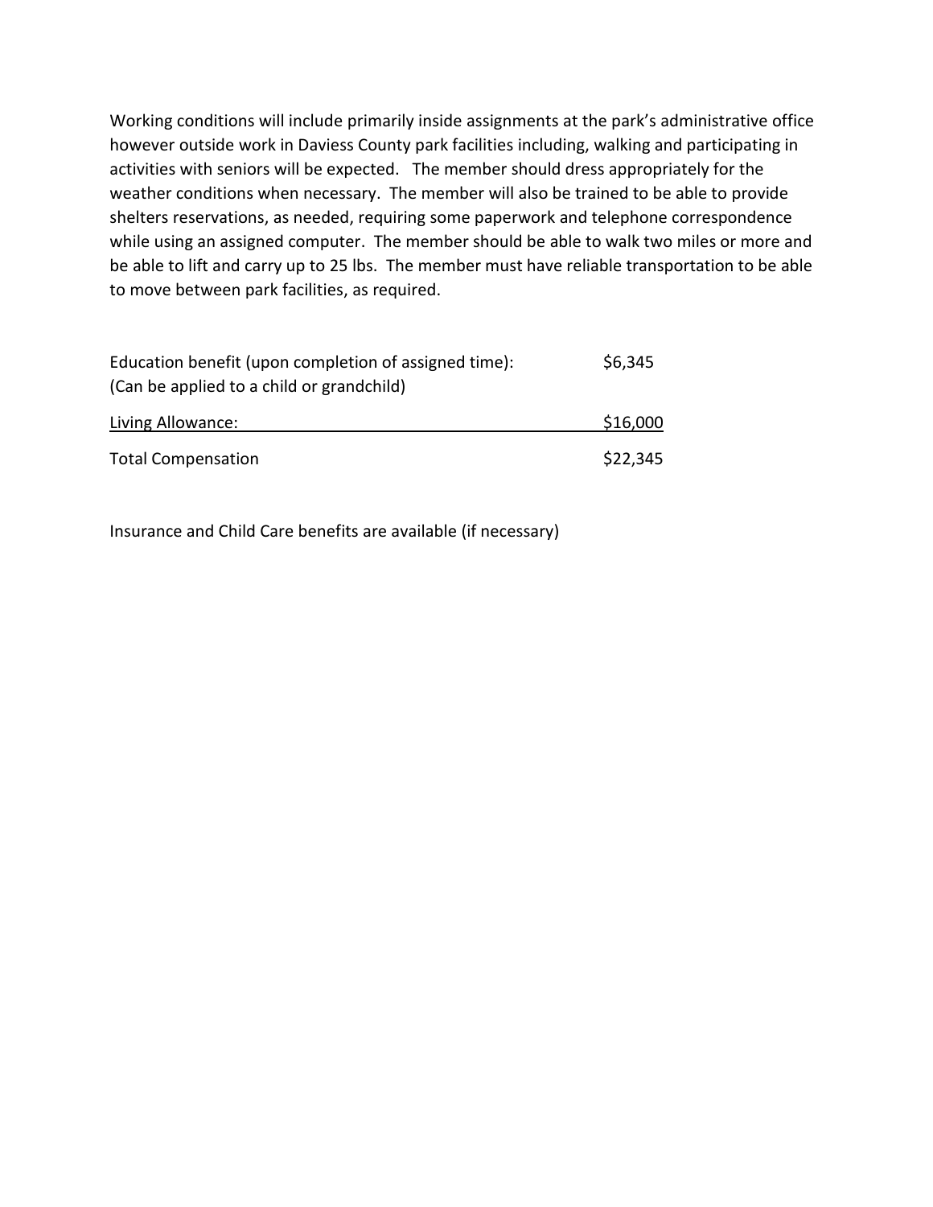Working conditions will include primarily inside assignments at the park's administrative office however outside work in Daviess County park facilities including, walking and participating in activities with seniors will be expected. The member should dress appropriately for the weather conditions when necessary. The member will also be trained to be able to provide shelters reservations, as needed, requiring some paperwork and telephone correspondence while using an assigned computer. The member should be able to walk two miles or more and be able to lift and carry up to 25 lbs. The member must have reliable transportation to be able to move between park facilities, as required.

| | |
|---|---|
| Education benefit (upon completion of assigned time):<br>(Can be applied to a child or grandchild) | $6,345 |
| Living Allowance: | $16,000 |
| Total Compensation | $22,345 |

Insurance and Child Care benefits are available (if necessary)